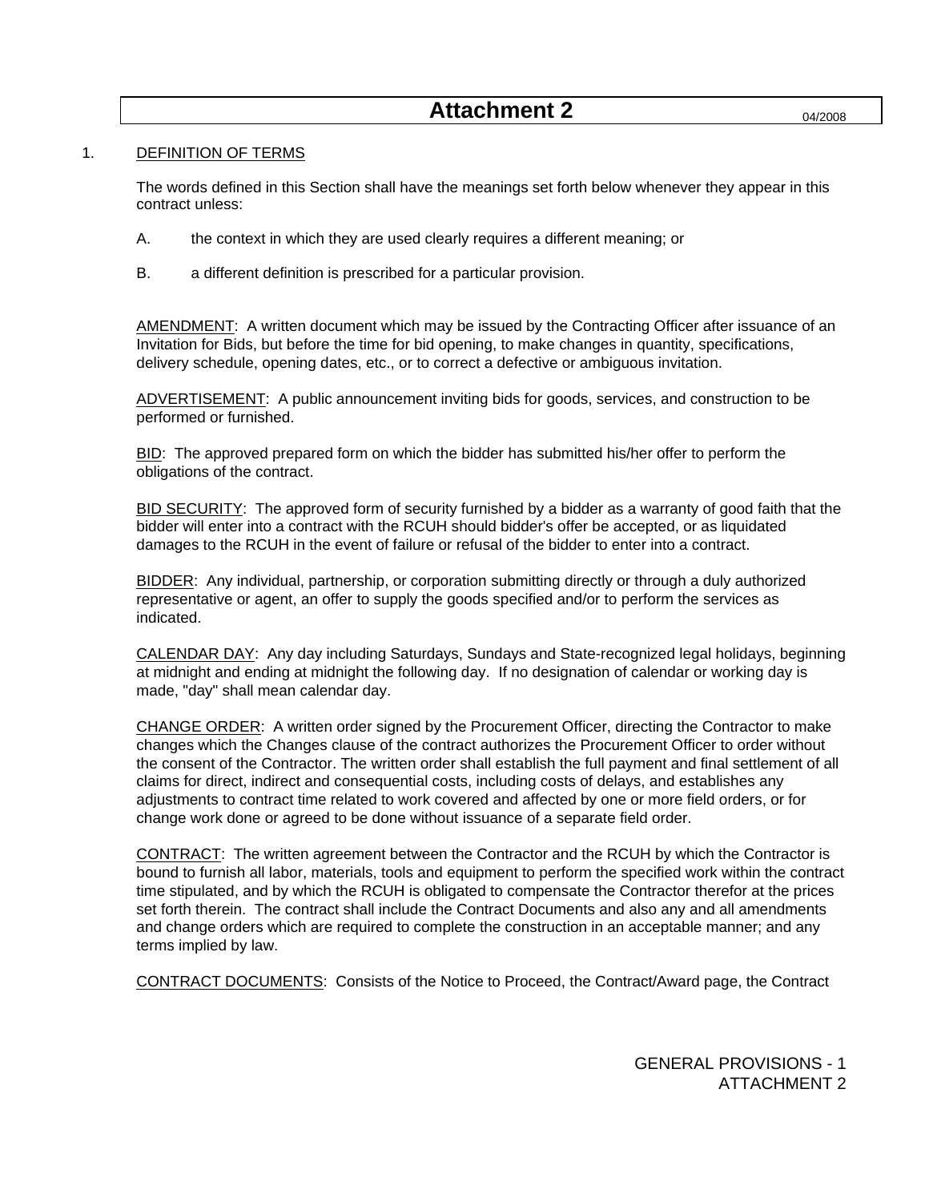# Attachment 2

04/2008

## 1. DEFINITION OF TERMS

The words defined in this Section shall have the meanings set forth below whenever they appear in this contract unless:

A. the context in which they are used clearly requires a different meaning; or

B. a different definition is prescribed for a particular provision.

AMENDMENT: A written document which may be issued by the Contracting Officer after issuance of an Invitation for Bids, but before the time for bid opening, to make changes in quantity, specifications, delivery schedule, opening dates, etc., or to correct a defective or ambiguous invitation.

ADVERTISEMENT: A public announcement inviting bids for goods, services, and construction to be performed or furnished.

BID: The approved prepared form on which the bidder has submitted his/her offer to perform the obligations of the contract.

BID SECURITY: The approved form of security furnished by a bidder as a warranty of good faith that the bidder will enter into a contract with the RCUH should bidder's offer be accepted, or as liquidated damages to the RCUH in the event of failure or refusal of the bidder to enter into a contract.

BIDDER: Any individual, partnership, or corporation submitting directly or through a duly authorized representative or agent, an offer to supply the goods specified and/or to perform the services as indicated.

CALENDAR DAY: Any day including Saturdays, Sundays and State-recognized legal holidays, beginning at midnight and ending at midnight the following day. If no designation of calendar or working day is made, "day" shall mean calendar day.

CHANGE ORDER: A written order signed by the Procurement Officer, directing the Contractor to make changes which the Changes clause of the contract authorizes the Procurement Officer to order without the consent of the Contractor. The written order shall establish the full payment and final settlement of all claims for direct, indirect and consequential costs, including costs of delays, and establishes any adjustments to contract time related to work covered and affected by one or more field orders, or for change work done or agreed to be done without issuance of a separate field order.

CONTRACT: The written agreement between the Contractor and the RCUH by which the Contractor is bound to furnish all labor, materials, tools and equipment to perform the specified work within the contract time stipulated, and by which the RCUH is obligated to compensate the Contractor therefor at the prices set forth therein. The contract shall include the Contract Documents and also any and all amendments and change orders which are required to complete the construction in an acceptable manner; and any terms implied by law.

CONTRACT DOCUMENTS: Consists of the Notice to Proceed, the Contract/Award page, the Contract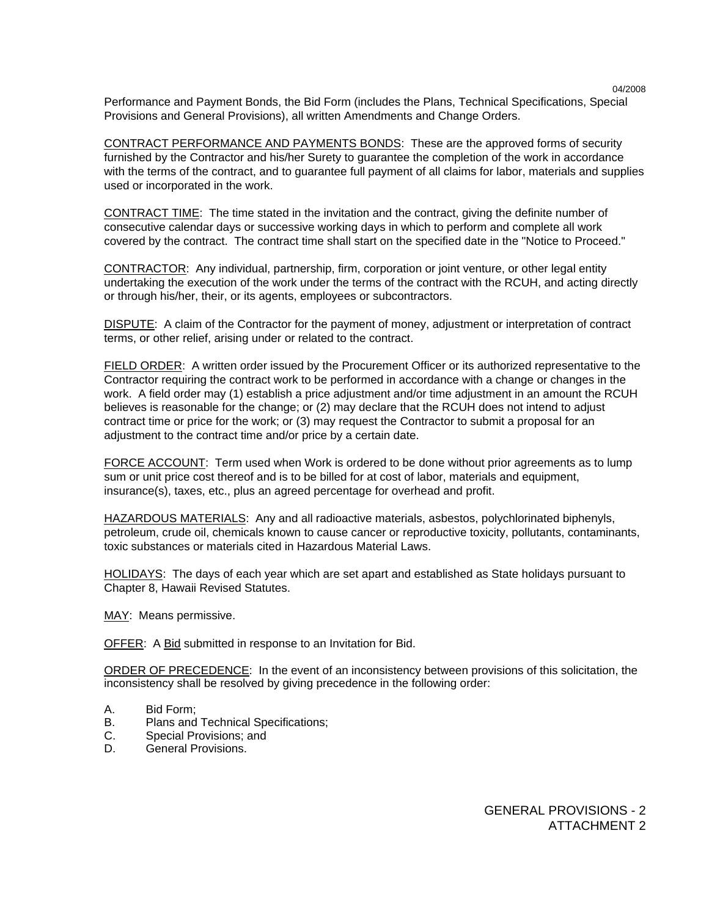Performance and Payment Bonds, the Bid Form (includes the Plans, Technical Specifications, Special Provisions and General Provisions), all written Amendments and Change Orders.

<u>CONTRACT PERFORMANCE AND PAYMENTS BONDS</u>: These are the approved forms of security furnished by the Contractor and his/her Surety to guarantee the completion of the work in accordance with the terms of the contract, and to guarantee full payment of all claims for labor, materials and supplies used or incorporated in the work.

<u>CONTRACT TIME</u>: The time stated in the invitation and the contract, giving the definite number of consecutive calendar days or successive working days in which to perform and complete all work covered by the contract. The contract time shall start on the specified date in the "Notice to Proceed."

<u>CONTRACTOR</u>: Any individual, partnership, firm, corporation or joint venture, or other legal entity undertaking the execution of the work under the terms of the contract with the RCUH, and acting directly or through his/her, their, or its agents, employees or subcontractors.

<u>DISPUTE</u>: A claim of the Contractor for the payment of money, adjustment or interpretation of contract terms, or other relief, arising under or related to the contract.

<u>FIELD ORDER</u>: A written order issued by the Procurement Officer or its authorized representative to the Contractor requiring the contract work to be performed in accordance with a change or changes in the work. A field order may (1) establish a price adjustment and/or time adjustment in an amount the RCUH believes is reasonable for the change; or (2) may declare that the RCUH does not intend to adjust contract time or price for the work; or (3) may request the Contractor to submit a proposal for an adjustment to the contract time and/or price by a certain date.

<u>FORCE ACCOUNT</u>: Term used when Work is ordered to be done without prior agreements as to lump sum or unit price cost thereof and is to be billed for at cost of labor, materials and equipment, insurance(s), taxes, etc., plus an agreed percentage for overhead and profit.

<u>HAZARDOUS MATERIALS</u>: Any and all radioactive materials, asbestos, polychlorinated biphenyls, petroleum, crude oil, chemicals known to cause cancer or reproductive toxicity, pollutants, contaminants, toxic substances or materials cited in Hazardous Material Laws.

<u>HOLIDAYS</u>: The days of each year which are set apart and established as State holidays pursuant to Chapter 8, Hawaii Revised Statutes.

<u>MAY</u>: Means permissive.

<u>OFFER</u>: A <u>Bid</u> submitted in response to an Invitation for Bid.

<u>ORDER OF PRECEDENCE</u>: In the event of an inconsistency between provisions of this solicitation, the inconsistency shall be resolved by giving precedence in the following order:

A. Bid Form;
B. Plans and Technical Specifications;
C. Special Provisions; and
D. General Provisions.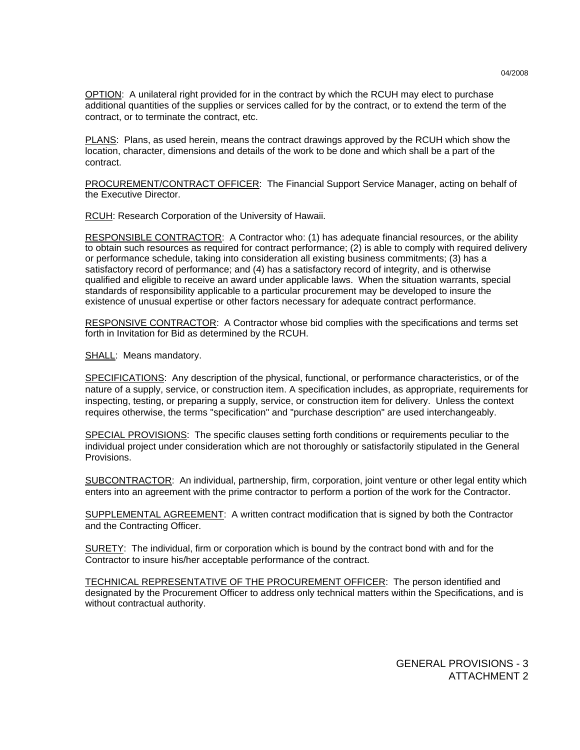OPTION: A unilateral right provided for in the contract by which the RCUH may elect to purchase additional quantities of the supplies or services called for by the contract, or to extend the term of the contract, or to terminate the contract, etc.

PLANS: Plans, as used herein, means the contract drawings approved by the RCUH which show the location, character, dimensions and details of the work to be done and which shall be a part of the contract.

PROCUREMENT/CONTRACT OFFICER: The Financial Support Service Manager, acting on behalf of the Executive Director.

RCUH: Research Corporation of the University of Hawaii.

RESPONSIBLE CONTRACTOR: A Contractor who: (1) has adequate financial resources, or the ability to obtain such resources as required for contract performance; (2) is able to comply with required delivery or performance schedule, taking into consideration all existing business commitments; (3) has a satisfactory record of performance; and (4) has a satisfactory record of integrity, and is otherwise qualified and eligible to receive an award under applicable laws. When the situation warrants, special standards of responsibility applicable to a particular procurement may be developed to insure the existence of unusual expertise or other factors necessary for adequate contract performance.

RESPONSIVE CONTRACTOR: A Contractor whose bid complies with the specifications and terms set forth in Invitation for Bid as determined by the RCUH.

SHALL: Means mandatory.

SPECIFICATIONS: Any description of the physical, functional, or performance characteristics, or of the nature of a supply, service, or construction item. A specification includes, as appropriate, requirements for inspecting, testing, or preparing a supply, service, or construction item for delivery. Unless the context requires otherwise, the terms "specification" and "purchase description" are used interchangeably.

SPECIAL PROVISIONS: The specific clauses setting forth conditions or requirements peculiar to the individual project under consideration which are not thoroughly or satisfactorily stipulated in the General Provisions.

SUBCONTRACTOR: An individual, partnership, firm, corporation, joint venture or other legal entity which enters into an agreement with the prime contractor to perform a portion of the work for the Contractor.

SUPPLEMENTAL AGREEMENT: A written contract modification that is signed by both the Contractor and the Contracting Officer.

SURETY: The individual, firm or corporation which is bound by the contract bond with and for the Contractor to insure his/her acceptable performance of the contract.

TECHNICAL REPRESENTATIVE OF THE PROCUREMENT OFFICER: The person identified and designated by the Procurement Officer to address only technical matters within the Specifications, and is without contractual authority.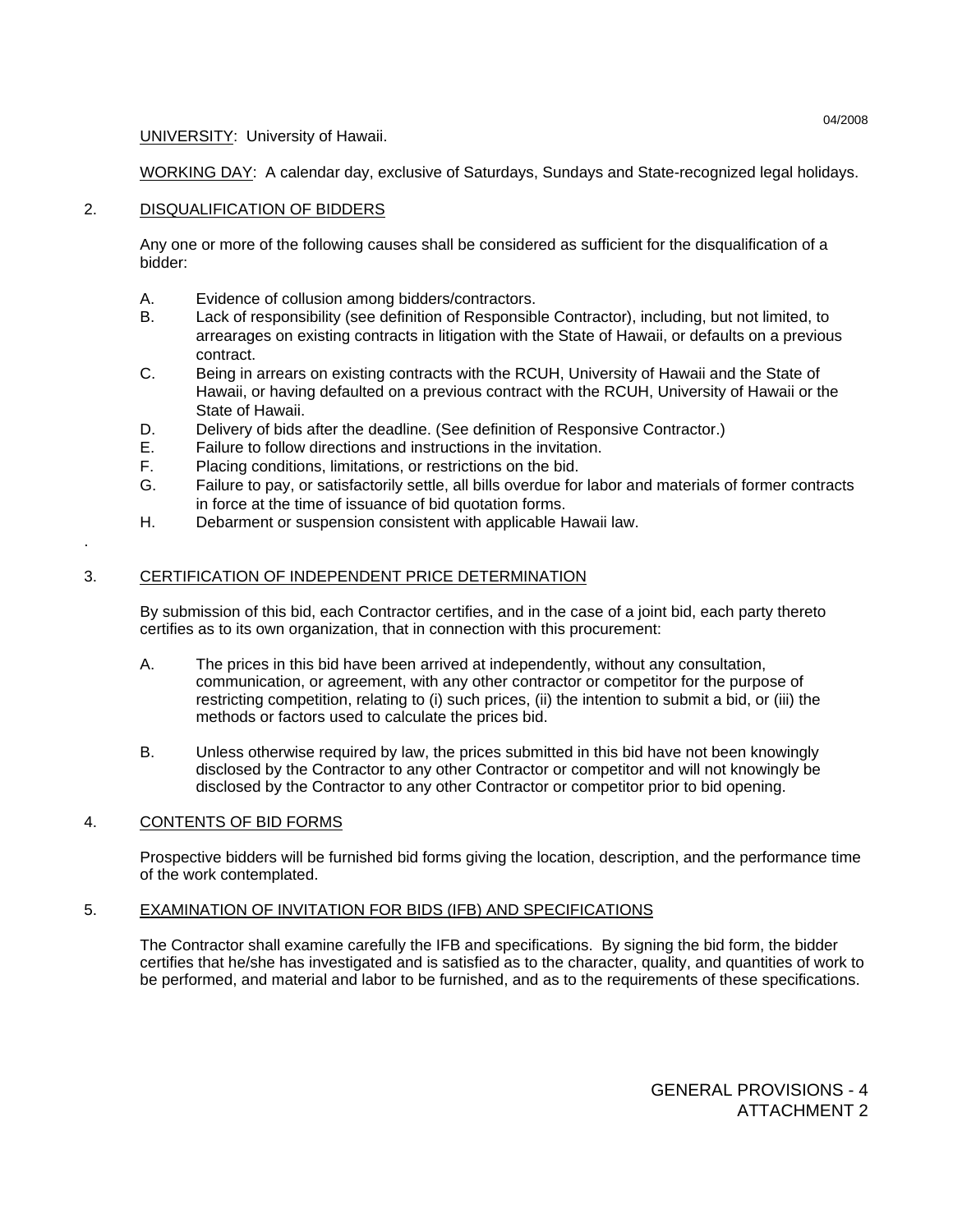UNIVERSITY: University of Hawaii.

WORKING DAY: A calendar day, exclusive of Saturdays, Sundays and State-recognized legal holidays.

## 2. DISQUALIFICATION OF BIDDERS

Any one or more of the following causes shall be considered as sufficient for the disqualification of a bidder:

A. Evidence of collusion among bidders/contractors.

B. Lack of responsibility (see definition of Responsible Contractor), including, but not limited, to arrearages on existing contracts in litigation with the State of Hawaii, or defaults on a previous contract.

C. Being in arrears on existing contracts with the RCUH, University of Hawaii and the State of Hawaii, or having defaulted on a previous contract with the RCUH, University of Hawaii or the State of Hawaii.

D. Delivery of bids after the deadline. (See definition of Responsive Contractor.)

E. Failure to follow directions and instructions in the invitation.

F. Placing conditions, limitations, or restrictions on the bid.

G. Failure to pay, or satisfactorily settle, all bills overdue for labor and materials of former contracts in force at the time of issuance of bid quotation forms.

H. Debarment or suspension consistent with applicable Hawaii law.

## 3. CERTIFICATION OF INDEPENDENT PRICE DETERMINATION

By submission of this bid, each Contractor certifies, and in the case of a joint bid, each party thereto certifies as to its own organization, that in connection with this procurement:

A. The prices in this bid have been arrived at independently, without any consultation, communication, or agreement, with any other contractor or competitor for the purpose of restricting competition, relating to (i) such prices, (ii) the intention to submit a bid, or (iii) the methods or factors used to calculate the prices bid.

B. Unless otherwise required by law, the prices submitted in this bid have not been knowingly disclosed by the Contractor to any other Contractor or competitor and will not knowingly be disclosed by the Contractor to any other Contractor or competitor prior to bid opening.

## 4. CONTENTS OF BID FORMS

Prospective bidders will be furnished bid forms giving the location, description, and the performance time of the work contemplated.

## 5. EXAMINATION OF INVITATION FOR BIDS (IFB) AND SPECIFICATIONS

The Contractor shall examine carefully the IFB and specifications. By signing the bid form, the bidder certifies that he/she has investigated and is satisfied as to the character, quality, and quantities of work to be performed, and material and labor to be furnished, and as to the requirements of these specifications.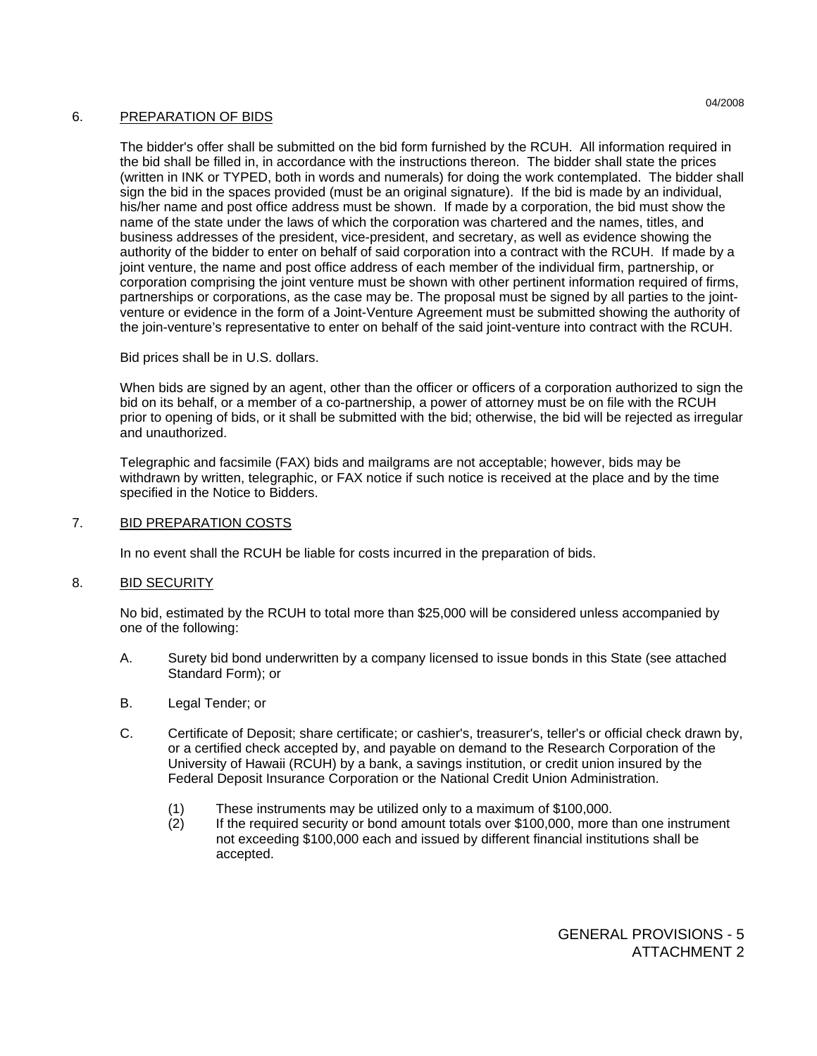## 6. PREPARATION OF BIDS

The bidder's offer shall be submitted on the bid form furnished by the RCUH. All information required in the bid shall be filled in, in accordance with the instructions thereon. The bidder shall state the prices (written in INK or TYPED, both in words and numerals) for doing the work contemplated. The bidder shall sign the bid in the spaces provided (must be an original signature). If the bid is made by an individual, his/her name and post office address must be shown. If made by a corporation, the bid must show the name of the state under the laws of which the corporation was chartered and the names, titles, and business addresses of the president, vice-president, and secretary, as well as evidence showing the authority of the bidder to enter on behalf of said corporation into a contract with the RCUH. If made by a joint venture, the name and post office address of each member of the individual firm, partnership, or corporation comprising the joint venture must be shown with other pertinent information required of firms, partnerships or corporations, as the case may be. The proposal must be signed by all parties to the joint-venture or evidence in the form of a Joint-Venture Agreement must be submitted showing the authority of the join-venture's representative to enter on behalf of the said joint-venture into contract with the RCUH.

Bid prices shall be in U.S. dollars.

When bids are signed by an agent, other than the officer or officers of a corporation authorized to sign the bid on its behalf, or a member of a co-partnership, a power of attorney must be on file with the RCUH prior to opening of bids, or it shall be submitted with the bid; otherwise, the bid will be rejected as irregular and unauthorized.

Telegraphic and facsimile (FAX) bids and mailgrams are not acceptable; however, bids may be withdrawn by written, telegraphic, or FAX notice if such notice is received at the place and by the time specified in the Notice to Bidders.

## 7. BID PREPARATION COSTS

In no event shall the RCUH be liable for costs incurred in the preparation of bids.

## 8. BID SECURITY

No bid, estimated by the RCUH to total more than $25,000 will be considered unless accompanied by one of the following:

A. Surety bid bond underwritten by a company licensed to issue bonds in this State (see attached Standard Form); or

B. Legal Tender; or

C. Certificate of Deposit; share certificate; or cashier's, treasurer's, teller's or official check drawn by, or a certified check accepted by, and payable on demand to the Research Corporation of the University of Hawaii (RCUH) by a bank, a savings institution, or credit union insured by the Federal Deposit Insurance Corporation or the National Credit Union Administration.

   (1) These instruments may be utilized only to a maximum of $100,000.
   (2) If the required security or bond amount totals over $100,000, more than one instrument not exceeding $100,000 each and issued by different financial institutions shall be accepted.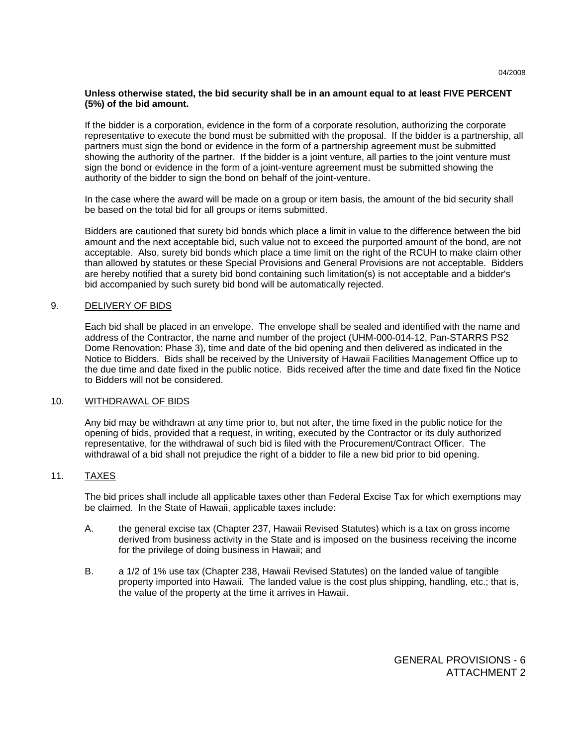**Unless otherwise stated, the bid security shall be in an amount equal to at least FIVE PERCENT (5%) of the bid amount.**

If the bidder is a corporation, evidence in the form of a corporate resolution, authorizing the corporate representative to execute the bond must be submitted with the proposal. If the bidder is a partnership, all partners must sign the bond or evidence in the form of a partnership agreement must be submitted showing the authority of the partner. If the bidder is a joint venture, all parties to the joint venture must sign the bond or evidence in the form of a joint-venture agreement must be submitted showing the authority of the bidder to sign the bond on behalf of the joint-venture.

In the case where the award will be made on a group or item basis, the amount of the bid security shall be based on the total bid for all groups or items submitted.

Bidders are cautioned that surety bid bonds which place a limit in value to the difference between the bid amount and the next acceptable bid, such value not to exceed the purported amount of the bond, are not acceptable. Also, surety bid bonds which place a time limit on the right of the RCUH to make claim other than allowed by statutes or these Special Provisions and General Provisions are not acceptable. Bidders are hereby notified that a surety bid bond containing such limitation(s) is not acceptable and a bidder's bid accompanied by such surety bid bond will be automatically rejected.

9. DELIVERY OF BIDS

Each bid shall be placed in an envelope. The envelope shall be sealed and identified with the name and address of the Contractor, the name and number of the project (UHM-000-014-12, Pan-STARRS PS2 Dome Renovation: Phase 3), time and date of the bid opening and then delivered as indicated in the Notice to Bidders. Bids shall be received by the University of Hawaii Facilities Management Office up to the due time and date fixed in the public notice. Bids received after the time and date fixed fin the Notice to Bidders will not be considered.

10. WITHDRAWAL OF BIDS

Any bid may be withdrawn at any time prior to, but not after, the time fixed in the public notice for the opening of bids, provided that a request, in writing, executed by the Contractor or its duly authorized representative, for the withdrawal of such bid is filed with the Procurement/Contract Officer. The withdrawal of a bid shall not prejudice the right of a bidder to file a new bid prior to bid opening.

11. TAXES

The bid prices shall include all applicable taxes other than Federal Excise Tax for which exemptions may be claimed. In the State of Hawaii, applicable taxes include:

A. the general excise tax (Chapter 237, Hawaii Revised Statutes) which is a tax on gross income derived from business activity in the State and is imposed on the business receiving the income for the privilege of doing business in Hawaii; and

B. a 1/2 of 1% use tax (Chapter 238, Hawaii Revised Statutes) on the landed value of tangible property imported into Hawaii. The landed value is the cost plus shipping, handling, etc.; that is, the value of the property at the time it arrives in Hawaii.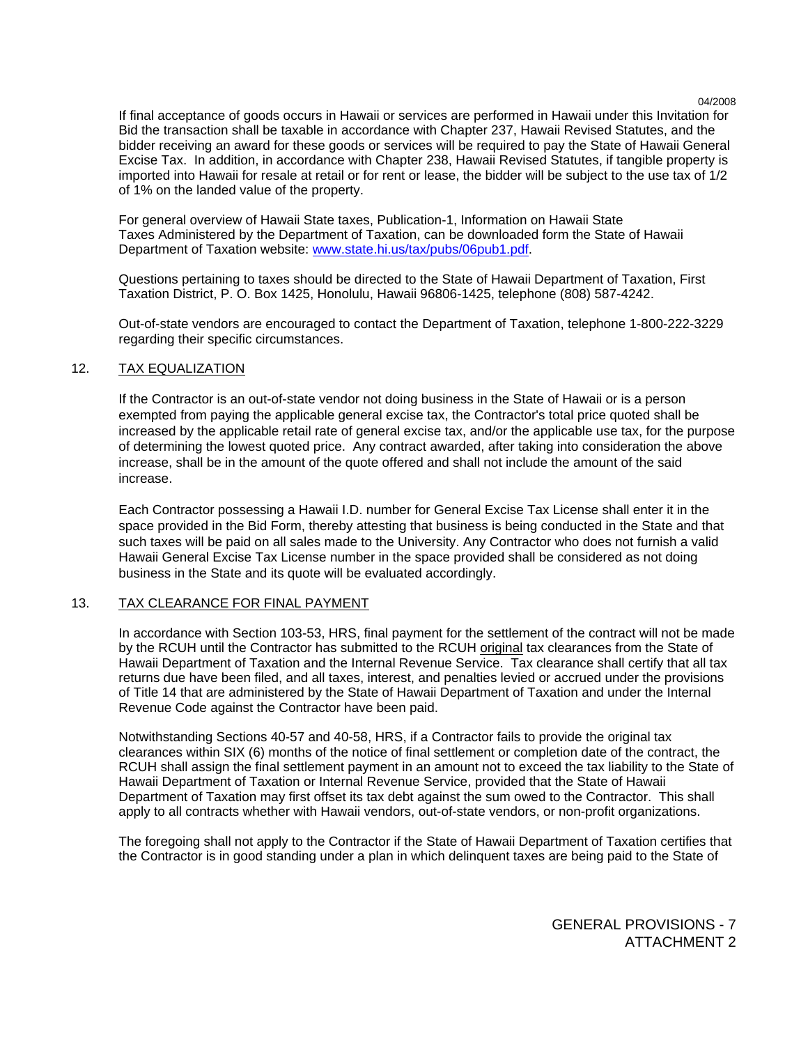If final acceptance of goods occurs in Hawaii or services are performed in Hawaii under this Invitation for Bid the transaction shall be taxable in accordance with Chapter 237, Hawaii Revised Statutes, and the bidder receiving an award for these goods or services will be required to pay the State of Hawaii General Excise Tax. In addition, in accordance with Chapter 238, Hawaii Revised Statutes, if tangible property is imported into Hawaii for resale at retail or for rent or lease, the bidder will be subject to the use tax of 1/2 of 1% on the landed value of the property.

For general overview of Hawaii State taxes, Publication-1, Information on Hawaii State Taxes Administered by the Department of Taxation, can be downloaded form the State of Hawaii Department of Taxation website: www.state.hi.us/tax/pubs/06pub1.pdf.

Questions pertaining to taxes should be directed to the State of Hawaii Department of Taxation, First Taxation District, P. O. Box 1425, Honolulu, Hawaii 96806-1425, telephone (808) 587-4242.

Out-of-state vendors are encouraged to contact the Department of Taxation, telephone 1-800-222-3229 regarding their specific circumstances.

## 12. TAX EQUALIZATION

If the Contractor is an out-of-state vendor not doing business in the State of Hawaii or is a person exempted from paying the applicable general excise tax, the Contractor's total price quoted shall be increased by the applicable retail rate of general excise tax, and/or the applicable use tax, for the purpose of determining the lowest quoted price. Any contract awarded, after taking into consideration the above increase, shall be in the amount of the quote offered and shall not include the amount of the said increase.

Each Contractor possessing a Hawaii I.D. number for General Excise Tax License shall enter it in the space provided in the Bid Form, thereby attesting that business is being conducted in the State and that such taxes will be paid on all sales made to the University. Any Contractor who does not furnish a valid Hawaii General Excise Tax License number in the space provided shall be considered as not doing business in the State and its quote will be evaluated accordingly.

## 13. TAX CLEARANCE FOR FINAL PAYMENT

In accordance with Section 103-53, HRS, final payment for the settlement of the contract will not be made by the RCUH until the Contractor has submitted to the RCUH original tax clearances from the State of Hawaii Department of Taxation and the Internal Revenue Service. Tax clearance shall certify that all tax returns due have been filed, and all taxes, interest, and penalties levied or accrued under the provisions of Title 14 that are administered by the State of Hawaii Department of Taxation and under the Internal Revenue Code against the Contractor have been paid.

Notwithstanding Sections 40-57 and 40-58, HRS, if a Contractor fails to provide the original tax clearances within SIX (6) months of the notice of final settlement or completion date of the contract, the RCUH shall assign the final settlement payment in an amount not to exceed the tax liability to the State of Hawaii Department of Taxation or Internal Revenue Service, provided that the State of Hawaii Department of Taxation may first offset its tax debt against the sum owed to the Contractor. This shall apply to all contracts whether with Hawaii vendors, out-of-state vendors, or non-profit organizations.

The foregoing shall not apply to the Contractor if the State of Hawaii Department of Taxation certifies that the Contractor is in good standing under a plan in which delinquent taxes are being paid to the State of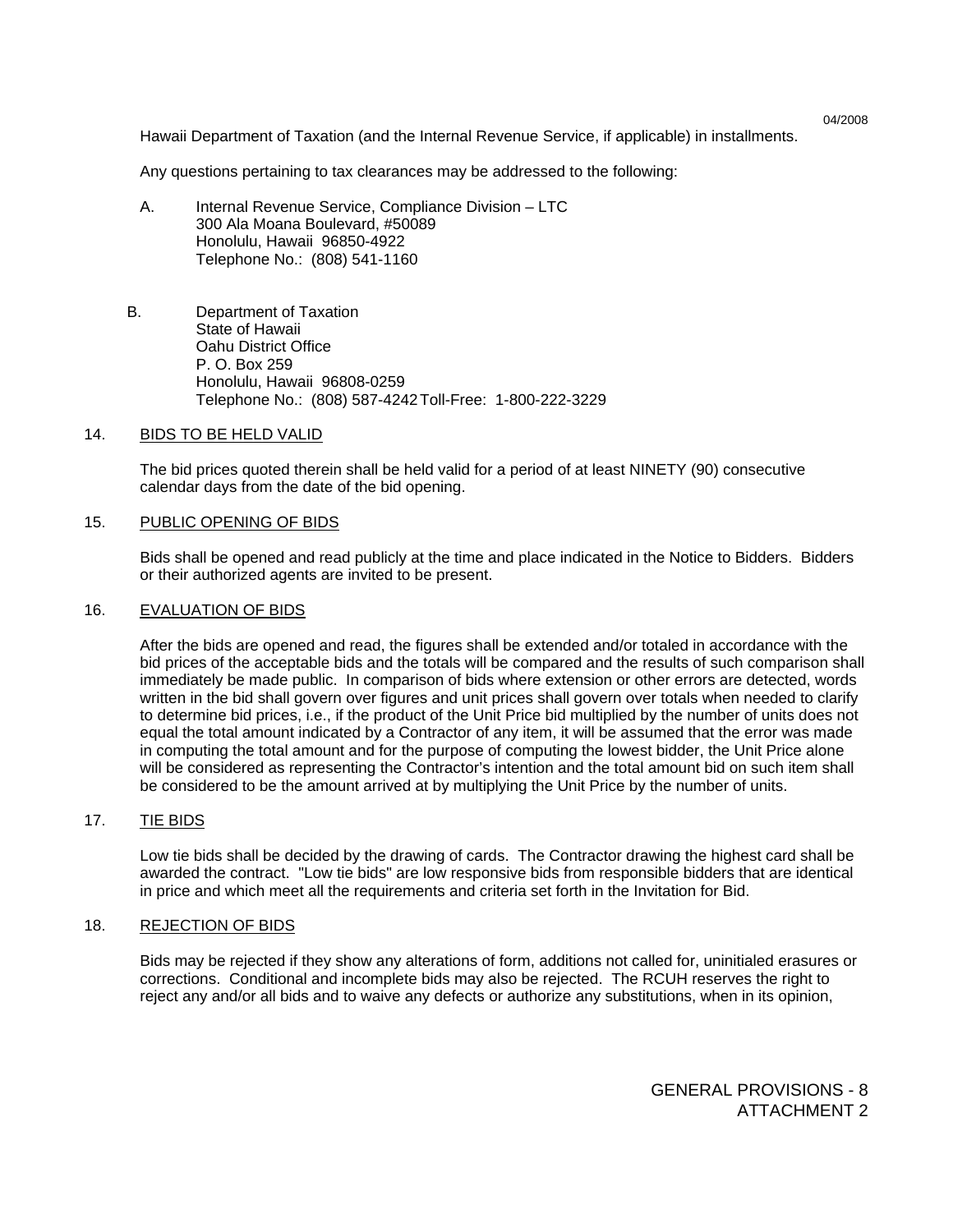Hawaii Department of Taxation (and the Internal Revenue Service, if applicable) in installments.

Any questions pertaining to tax clearances may be addressed to the following:

A. Internal Revenue Service, Compliance Division – LTC
   300 Ala Moana Boulevard, #50089
   Honolulu, Hawaii 96850-4922
   Telephone No.: (808) 541-1160

B. Department of Taxation
   State of Hawaii
   Oahu District Office
   P. O. Box 259
   Honolulu, Hawaii 96808-0259
   Telephone No.: (808) 587-4242 Toll-Free: 1-800-222-3229

14. BIDS TO BE HELD VALID

The bid prices quoted therein shall be held valid for a period of at least NINETY (90) consecutive calendar days from the date of the bid opening.

15. PUBLIC OPENING OF BIDS

Bids shall be opened and read publicly at the time and place indicated in the Notice to Bidders. Bidders or their authorized agents are invited to be present.

16. EVALUATION OF BIDS

After the bids are opened and read, the figures shall be extended and/or totaled in accordance with the bid prices of the acceptable bids and the totals will be compared and the results of such comparison shall immediately be made public. In comparison of bids where extension or other errors are detected, words written in the bid shall govern over figures and unit prices shall govern over totals when needed to clarify to determine bid prices, i.e., if the product of the Unit Price bid multiplied by the number of units does not equal the total amount indicated by a Contractor of any item, it will be assumed that the error was made in computing the total amount and for the purpose of computing the lowest bidder, the Unit Price alone will be considered as representing the Contractor's intention and the total amount bid on such item shall be considered to be the amount arrived at by multiplying the Unit Price by the number of units.

17. TIE BIDS

Low tie bids shall be decided by the drawing of cards. The Contractor drawing the highest card shall be awarded the contract. "Low tie bids" are low responsive bids from responsible bidders that are identical in price and which meet all the requirements and criteria set forth in the Invitation for Bid.

18. REJECTION OF BIDS

Bids may be rejected if they show any alterations of form, additions not called for, uninitialed erasures or corrections. Conditional and incomplete bids may also be rejected. The RCUH reserves the right to reject any and/or all bids and to waive any defects or authorize any substitutions, when in its opinion,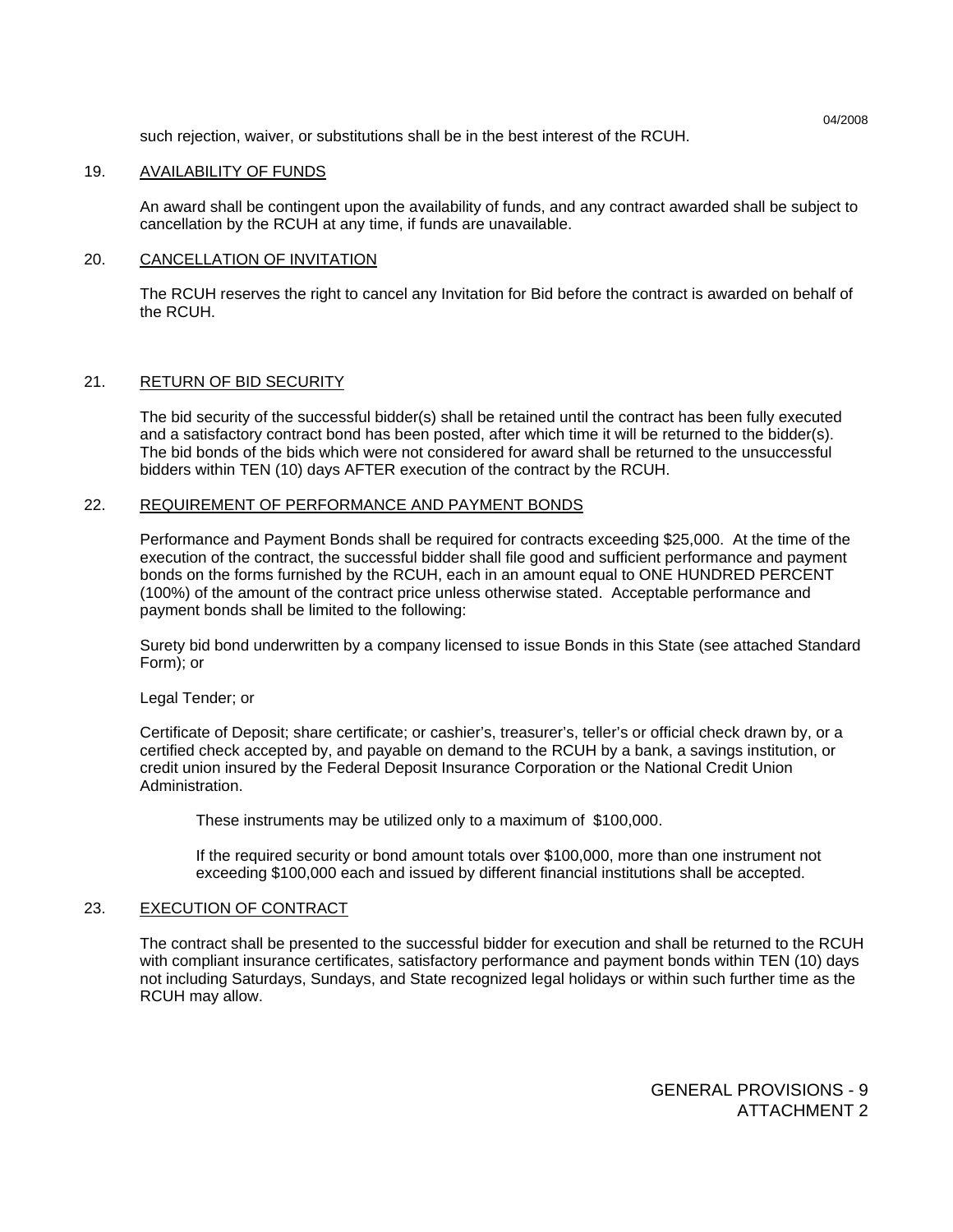such rejection, waiver, or substitutions shall be in the best interest of the RCUH.

19. AVAILABILITY OF FUNDS

An award shall be contingent upon the availability of funds, and any contract awarded shall be subject to cancellation by the RCUH at any time, if funds are unavailable.

20. CANCELLATION OF INVITATION

The RCUH reserves the right to cancel any Invitation for Bid before the contract is awarded on behalf of the RCUH.

21. RETURN OF BID SECURITY

The bid security of the successful bidder(s) shall be retained until the contract has been fully executed and a satisfactory contract bond has been posted, after which time it will be returned to the bidder(s). The bid bonds of the bids which were not considered for award shall be returned to the unsuccessful bidders within TEN (10) days AFTER execution of the contract by the RCUH.

22. REQUIREMENT OF PERFORMANCE AND PAYMENT BONDS

Performance and Payment Bonds shall be required for contracts exceeding $25,000. At the time of the execution of the contract, the successful bidder shall file good and sufficient performance and payment bonds on the forms furnished by the RCUH, each in an amount equal to ONE HUNDRED PERCENT (100%) of the amount of the contract price unless otherwise stated. Acceptable performance and payment bonds shall be limited to the following:

Surety bid bond underwritten by a company licensed to issue Bonds in this State (see attached Standard Form); or

Legal Tender; or

Certificate of Deposit; share certificate; or cashier's, treasurer's, teller's or official check drawn by, or a certified check accepted by, and payable on demand to the RCUH by a bank, a savings institution, or credit union insured by the Federal Deposit Insurance Corporation or the National Credit Union Administration.

> These instruments may be utilized only to a maximum of $100,000.
>
> If the required security or bond amount totals over $100,000, more than one instrument not exceeding $100,000 each and issued by different financial institutions shall be accepted.

23. EXECUTION OF CONTRACT

The contract shall be presented to the successful bidder for execution and shall be returned to the RCUH with compliant insurance certificates, satisfactory performance and payment bonds within TEN (10) days not including Saturdays, Sundays, and State recognized legal holidays or within such further time as the RCUH may allow.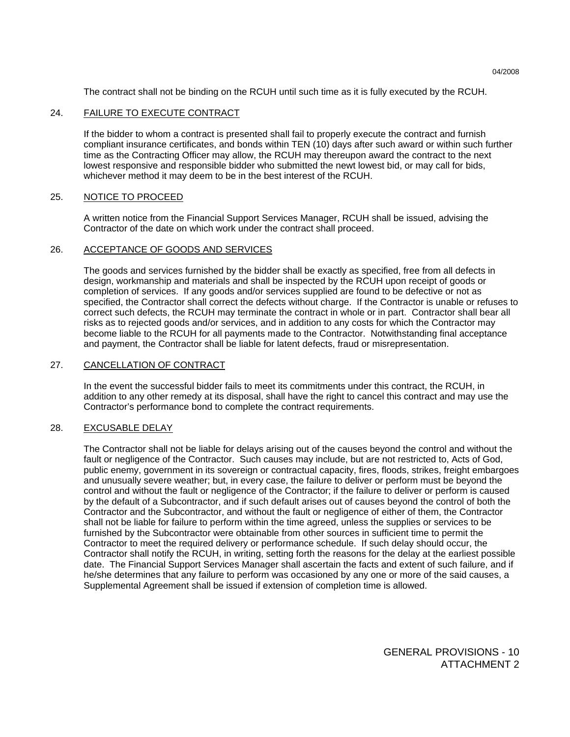The contract shall not be binding on the RCUH until such time as it is fully executed by the RCUH.

24. FAILURE TO EXECUTE CONTRACT

If the bidder to whom a contract is presented shall fail to properly execute the contract and furnish compliant insurance certificates, and bonds within TEN (10) days after such award or within such further time as the Contracting Officer may allow, the RCUH may thereupon award the contract to the next lowest responsive and responsible bidder who submitted the newt lowest bid, or may call for bids, whichever method it may deem to be in the best interest of the RCUH.

25. NOTICE TO PROCEED

A written notice from the Financial Support Services Manager, RCUH shall be issued, advising the Contractor of the date on which work under the contract shall proceed.

26. ACCEPTANCE OF GOODS AND SERVICES

The goods and services furnished by the bidder shall be exactly as specified, free from all defects in design, workmanship and materials and shall be inspected by the RCUH upon receipt of goods or completion of services. If any goods and/or services supplied are found to be defective or not as specified, the Contractor shall correct the defects without charge. If the Contractor is unable or refuses to correct such defects, the RCUH may terminate the contract in whole or in part. Contractor shall bear all risks as to rejected goods and/or services, and in addition to any costs for which the Contractor may become liable to the RCUH for all payments made to the Contractor. Notwithstanding final acceptance and payment, the Contractor shall be liable for latent defects, fraud or misrepresentation.

27. CANCELLATION OF CONTRACT

In the event the successful bidder fails to meet its commitments under this contract, the RCUH, in addition to any other remedy at its disposal, shall have the right to cancel this contract and may use the Contractor's performance bond to complete the contract requirements.

28. EXCUSABLE DELAY

The Contractor shall not be liable for delays arising out of the causes beyond the control and without the fault or negligence of the Contractor. Such causes may include, but are not restricted to, Acts of God, public enemy, government in its sovereign or contractual capacity, fires, floods, strikes, freight embargoes and unusually severe weather; but, in every case, the failure to deliver or perform must be beyond the control and without the fault or negligence of the Contractor; if the failure to deliver or perform is caused by the default of a Subcontractor, and if such default arises out of causes beyond the control of both the Contractor and the Subcontractor, and without the fault or negligence of either of them, the Contractor shall not be liable for failure to perform within the time agreed, unless the supplies or services to be furnished by the Subcontractor were obtainable from other sources in sufficient time to permit the Contractor to meet the required delivery or performance schedule. If such delay should occur, the Contractor shall notify the RCUH, in writing, setting forth the reasons for the delay at the earliest possible date. The Financial Support Services Manager shall ascertain the facts and extent of such failure, and if he/she determines that any failure to perform was occasioned by any one or more of the said causes, a Supplemental Agreement shall be issued if extension of completion time is allowed.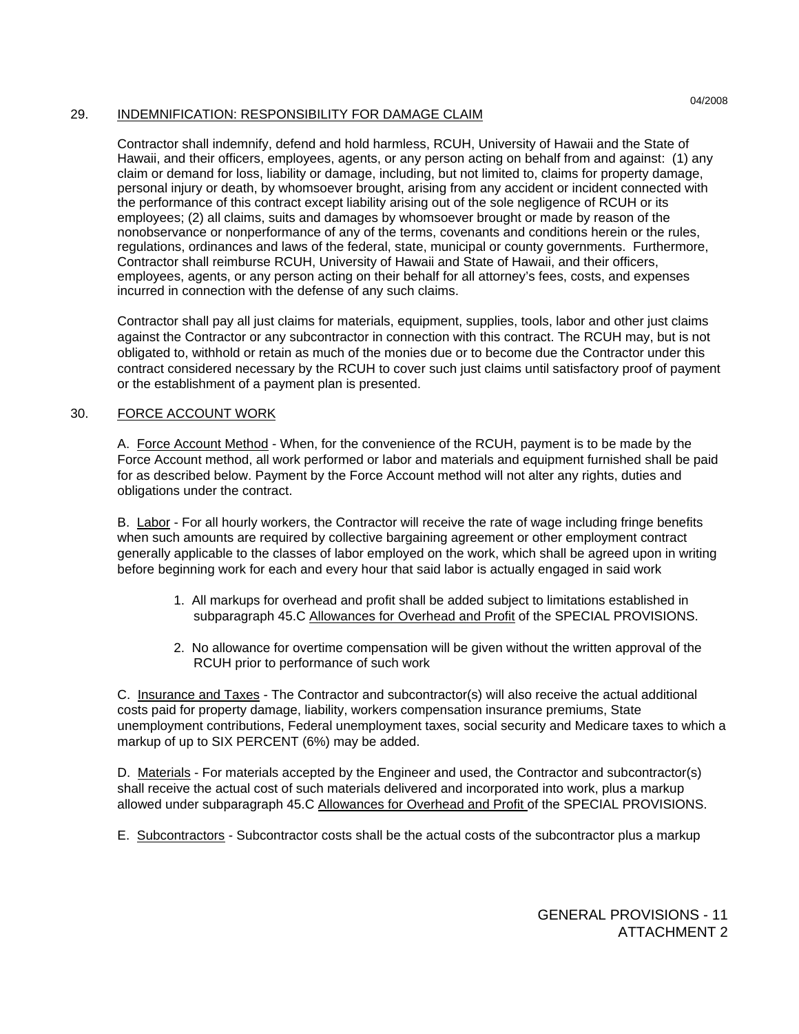## 29. INDEMNIFICATION: RESPONSIBILITY FOR DAMAGE CLAIM

Contractor shall indemnify, defend and hold harmless, RCUH, University of Hawaii and the State of Hawaii, and their officers, employees, agents, or any person acting on behalf from and against: (1) any claim or demand for loss, liability or damage, including, but not limited to, claims for property damage, personal injury or death, by whomsoever brought, arising from any accident or incident connected with the performance of this contract except liability arising out of the sole negligence of RCUH or its employees; (2) all claims, suits and damages by whomsoever brought or made by reason of the nonobservance or nonperformance of any of the terms, covenants and conditions herein or the rules, regulations, ordinances and laws of the federal, state, municipal or county governments. Furthermore, Contractor shall reimburse RCUH, University of Hawaii and State of Hawaii, and their officers, employees, agents, or any person acting on their behalf for all attorney's fees, costs, and expenses incurred in connection with the defense of any such claims.

Contractor shall pay all just claims for materials, equipment, supplies, tools, labor and other just claims against the Contractor or any subcontractor in connection with this contract. The RCUH may, but is not obligated to, withhold or retain as much of the monies due or to become due the Contractor under this contract considered necessary by the RCUH to cover such just claims until satisfactory proof of payment or the establishment of a payment plan is presented.

## 30. FORCE ACCOUNT WORK

A. Force Account Method - When, for the convenience of the RCUH, payment is to be made by the Force Account method, all work performed or labor and materials and equipment furnished shall be paid for as described below. Payment by the Force Account method will not alter any rights, duties and obligations under the contract.

B. Labor - For all hourly workers, the Contractor will receive the rate of wage including fringe benefits when such amounts are required by collective bargaining agreement or other employment contract generally applicable to the classes of labor employed on the work, which shall be agreed upon in writing before beginning work for each and every hour that said labor is actually engaged in said work

1. All markups for overhead and profit shall be added subject to limitations established in subparagraph 45.C Allowances for Overhead and Profit of the SPECIAL PROVISIONS.

2. No allowance for overtime compensation will be given without the written approval of the RCUH prior to performance of such work

C. Insurance and Taxes - The Contractor and subcontractor(s) will also receive the actual additional costs paid for property damage, liability, workers compensation insurance premiums, State unemployment contributions, Federal unemployment taxes, social security and Medicare taxes to which a markup of up to SIX PERCENT (6%) may be added.

D. Materials - For materials accepted by the Engineer and used, the Contractor and subcontractor(s) shall receive the actual cost of such materials delivered and incorporated into work, plus a markup allowed under subparagraph 45.C Allowances for Overhead and Profit of the SPECIAL PROVISIONS.

E. Subcontractors - Subcontractor costs shall be the actual costs of the subcontractor plus a markup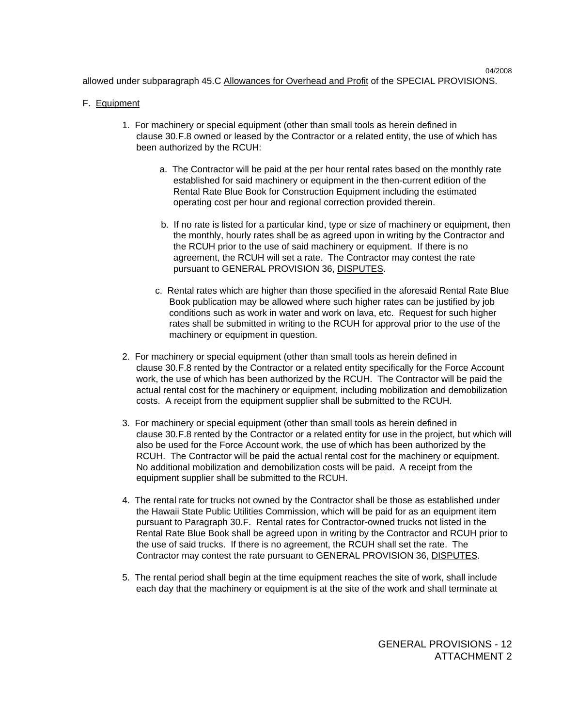allowed under subparagraph 45.C Allowances for Overhead and Profit of the SPECIAL PROVISIONS.

F. Equipment

1. For machinery or special equipment (other than small tools as herein defined in clause 30.F.8 owned or leased by the Contractor or a related entity, the use of which has been authorized by the RCUH:

   a. The Contractor will be paid at the per hour rental rates based on the monthly rate established for said machinery or equipment in the then-current edition of the Rental Rate Blue Book for Construction Equipment including the estimated operating cost per hour and regional correction provided therein.

   b. If no rate is listed for a particular kind, type or size of machinery or equipment, then the monthly, hourly rates shall be as agreed upon in writing by the Contractor and the RCUH prior to the use of said machinery or equipment. If there is no agreement, the RCUH will set a rate. The Contractor may contest the rate pursuant to GENERAL PROVISION 36, DISPUTES.

   c. Rental rates which are higher than those specified in the aforesaid Rental Rate Blue Book publication may be allowed where such higher rates can be justified by job conditions such as work in water and work on lava, etc. Request for such higher rates shall be submitted in writing to the RCUH for approval prior to the use of the machinery or equipment in question.

2. For machinery or special equipment (other than small tools as herein defined in clause 30.F.8 rented by the Contractor or a related entity specifically for the Force Account work, the use of which has been authorized by the RCUH. The Contractor will be paid the actual rental cost for the machinery or equipment, including mobilization and demobilization costs. A receipt from the equipment supplier shall be submitted to the RCUH.

3. For machinery or special equipment (other than small tools as herein defined in clause 30.F.8 rented by the Contractor or a related entity for use in the project, but which will also be used for the Force Account work, the use of which has been authorized by the RCUH. The Contractor will be paid the actual rental cost for the machinery or equipment. No additional mobilization and demobilization costs will be paid. A receipt from the equipment supplier shall be submitted to the RCUH.

4. The rental rate for trucks not owned by the Contractor shall be those as established under the Hawaii State Public Utilities Commission, which will be paid for as an equipment item pursuant to Paragraph 30.F. Rental rates for Contractor-owned trucks not listed in the Rental Rate Blue Book shall be agreed upon in writing by the Contractor and RCUH prior to the use of said trucks. If there is no agreement, the RCUH shall set the rate. The Contractor may contest the rate pursuant to GENERAL PROVISION 36, DISPUTES.

5. The rental period shall begin at the time equipment reaches the site of work, shall include each day that the machinery or equipment is at the site of the work and shall terminate at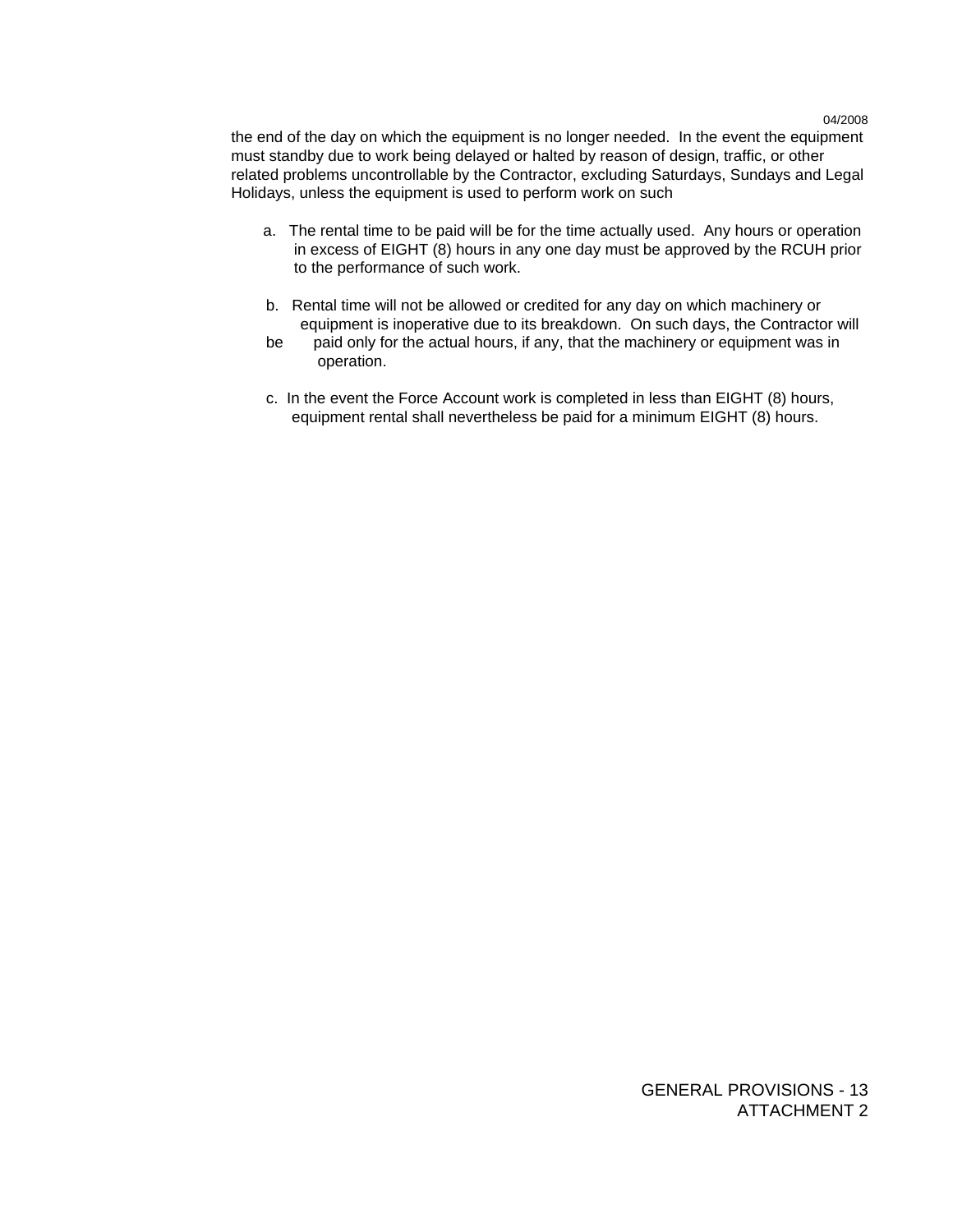the end of the day on which the equipment is no longer needed. In the event the equipment must standby due to work being delayed or halted by reason of design, traffic, or other related problems uncontrollable by the Contractor, excluding Saturdays, Sundays and Legal Holidays, unless the equipment is used to perform work on such

a. The rental time to be paid will be for the time actually used. Any hours or operation in excess of EIGHT (8) hours in any one day must be approved by the RCUH prior to the performance of such work.

b. Rental time will not be allowed or credited for any day on which machinery or equipment is inoperative due to its breakdown. On such days, the Contractor will be paid only for the actual hours, if any, that the machinery or equipment was in operation.

c. In the event the Force Account work is completed in less than EIGHT (8) hours, equipment rental shall nevertheless be paid for a minimum EIGHT (8) hours.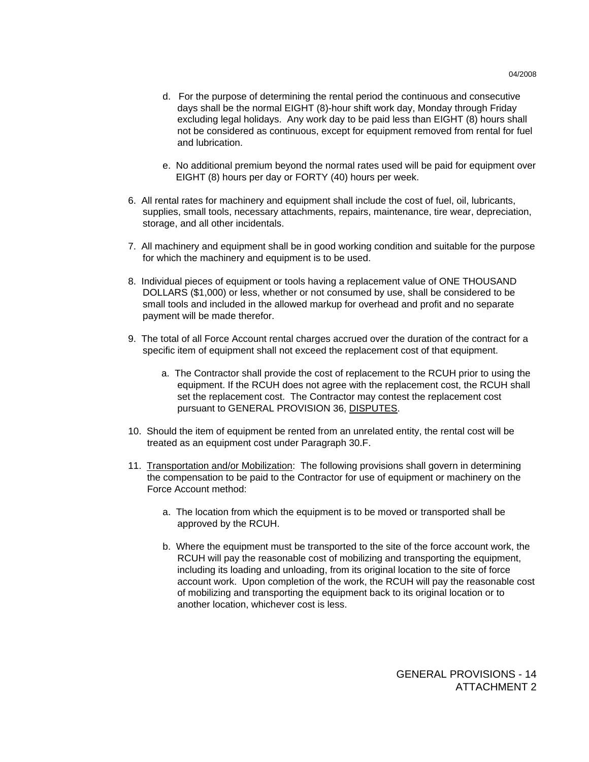d. For the purpose of determining the rental period the continuous and consecutive days shall be the normal EIGHT (8)-hour shift work day, Monday through Friday excluding legal holidays. Any work day to be paid less than EIGHT (8) hours shall not be considered as continuous, except for equipment removed from rental for fuel and lubrication.

e. No additional premium beyond the normal rates used will be paid for equipment over EIGHT (8) hours per day or FORTY (40) hours per week.

6. All rental rates for machinery and equipment shall include the cost of fuel, oil, lubricants, supplies, small tools, necessary attachments, repairs, maintenance, tire wear, depreciation, storage, and all other incidentals.

7. All machinery and equipment shall be in good working condition and suitable for the purpose for which the machinery and equipment is to be used.

8. Individual pieces of equipment or tools having a replacement value of ONE THOUSAND DOLLARS ($1,000) or less, whether or not consumed by use, shall be considered to be small tools and included in the allowed markup for overhead and profit and no separate payment will be made therefor.

9. The total of all Force Account rental charges accrued over the duration of the contract for a specific item of equipment shall not exceed the replacement cost of that equipment.

   a. The Contractor shall provide the cost of replacement to the RCUH prior to using the equipment. If the RCUH does not agree with the replacement cost, the RCUH shall set the replacement cost. The Contractor may contest the replacement cost pursuant to GENERAL PROVISION 36, <u>DISPUTES</u>.

10. Should the item of equipment be rented from an unrelated entity, the rental cost will be treated as an equipment cost under Paragraph 30.F.

11. <u>Transportation and/or Mobilization</u>: The following provisions shall govern in determining the compensation to be paid to the Contractor for use of equipment or machinery on the Force Account method:

    a. The location from which the equipment is to be moved or transported shall be approved by the RCUH.

    b. Where the equipment must be transported to the site of the force account work, the RCUH will pay the reasonable cost of mobilizing and transporting the equipment, including its loading and unloading, from its original location to the site of force account work. Upon completion of the work, the RCUH will pay the reasonable cost of mobilizing and transporting the equipment back to its original location or to another location, whichever cost is less.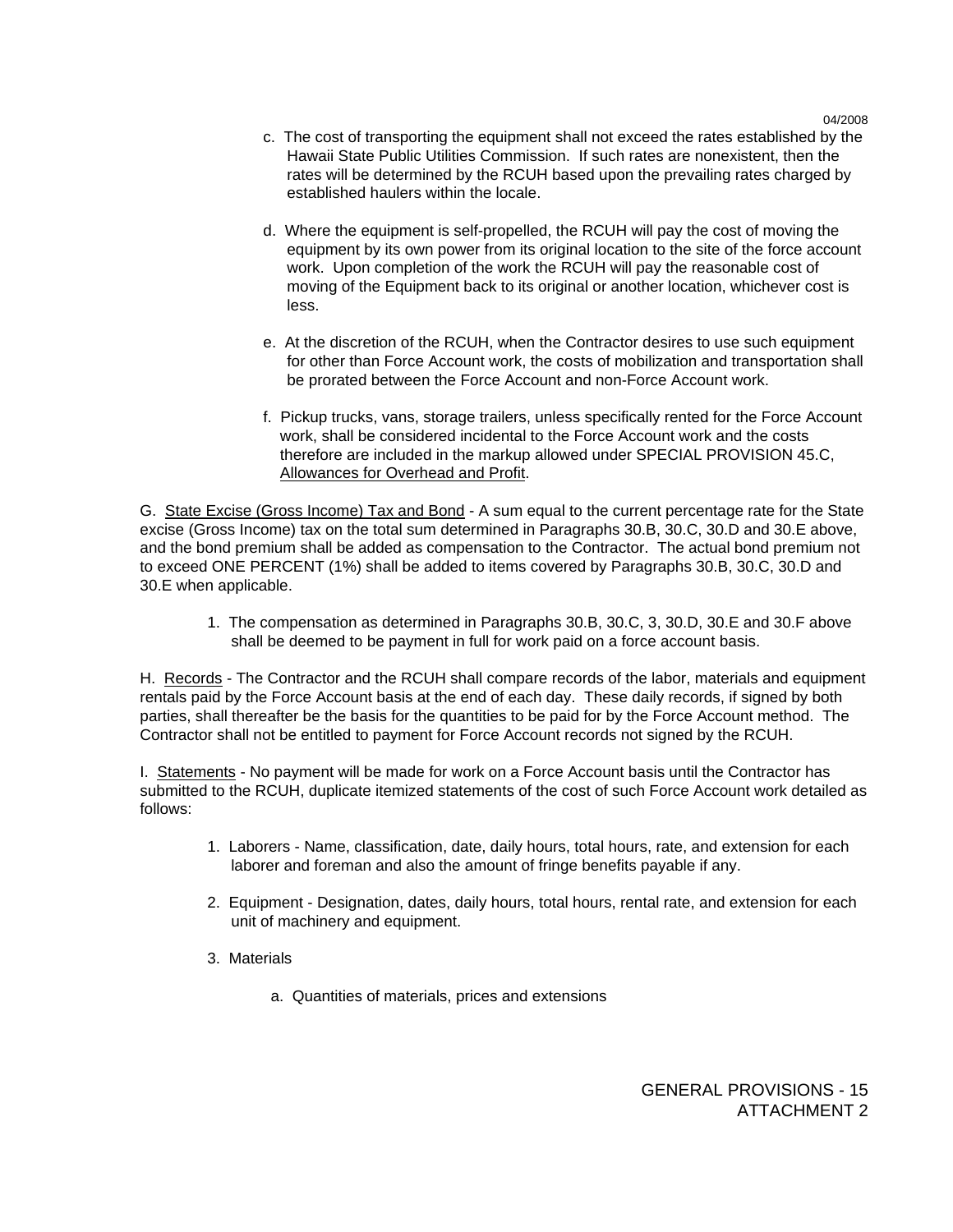c. The cost of transporting the equipment shall not exceed the rates established by the Hawaii State Public Utilities Commission. If such rates are nonexistent, then the rates will be determined by the RCUH based upon the prevailing rates charged by established haulers within the locale.

d. Where the equipment is self-propelled, the RCUH will pay the cost of moving the equipment by its own power from its original location to the site of the force account work. Upon completion of the work the RCUH will pay the reasonable cost of moving of the Equipment back to its original or another location, whichever cost is less.

e. At the discretion of the RCUH, when the Contractor desires to use such equipment for other than Force Account work, the costs of mobilization and transportation shall be prorated between the Force Account and non-Force Account work.

f. Pickup trucks, vans, storage trailers, unless specifically rented for the Force Account work, shall be considered incidental to the Force Account work and the costs therefore are included in the markup allowed under SPECIAL PROVISION 45.C, Allowances for Overhead and Profit.

G. State Excise (Gross Income) Tax and Bond - A sum equal to the current percentage rate for the State excise (Gross Income) tax on the total sum determined in Paragraphs 30.B, 30.C, 30.D and 30.E above, and the bond premium shall be added as compensation to the Contractor. The actual bond premium not to exceed ONE PERCENT (1%) shall be added to items covered by Paragraphs 30.B, 30.C, 30.D and 30.E when applicable.

1. The compensation as determined in Paragraphs 30.B, 30.C, 3, 30.D, 30.E and 30.F above shall be deemed to be payment in full for work paid on a force account basis.

H. Records - The Contractor and the RCUH shall compare records of the labor, materials and equipment rentals paid by the Force Account basis at the end of each day. These daily records, if signed by both parties, shall thereafter be the basis for the quantities to be paid for by the Force Account method. The Contractor shall not be entitled to payment for Force Account records not signed by the RCUH.

I. Statements - No payment will be made for work on a Force Account basis until the Contractor has submitted to the RCUH, duplicate itemized statements of the cost of such Force Account work detailed as follows:

1. Laborers - Name, classification, date, daily hours, total hours, rate, and extension for each laborer and foreman and also the amount of fringe benefits payable if any.

2. Equipment - Designation, dates, daily hours, total hours, rental rate, and extension for each unit of machinery and equipment.

3. Materials

   a. Quantities of materials, prices and extensions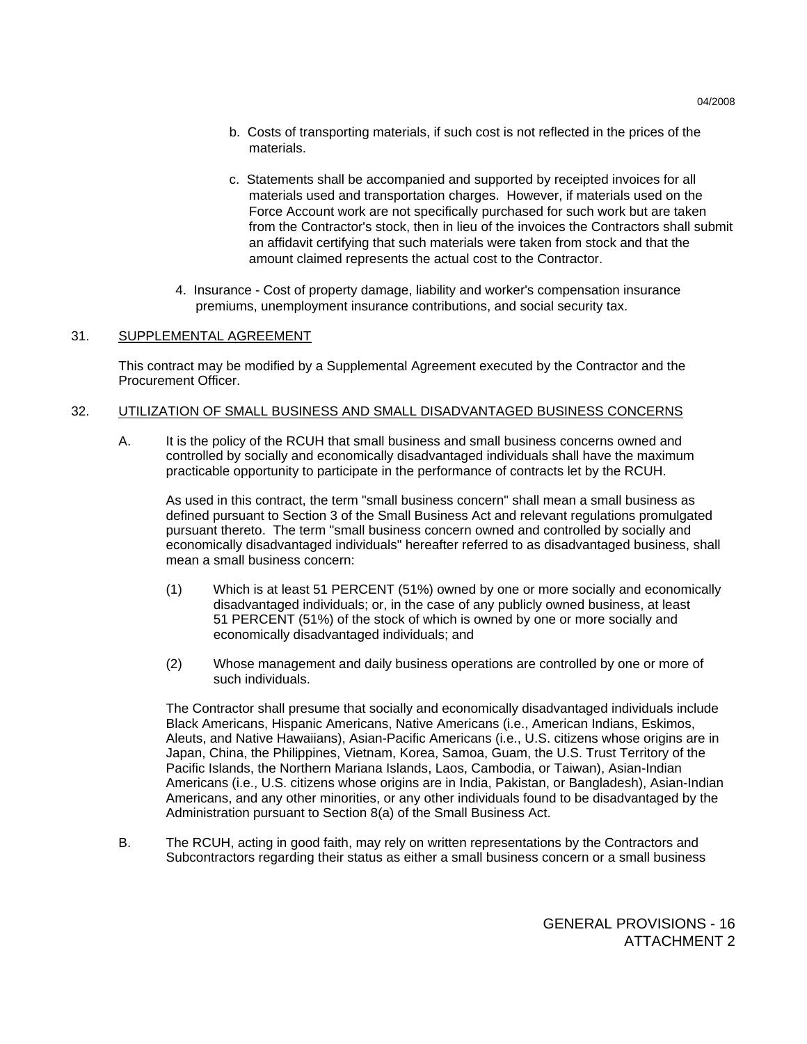b. Costs of transporting materials, if such cost is not reflected in the prices of the materials.

c. Statements shall be accompanied and supported by receipted invoices for all materials used and transportation charges. However, if materials used on the Force Account work are not specifically purchased for such work but are taken from the Contractor's stock, then in lieu of the invoices the Contractors shall submit an affidavit certifying that such materials were taken from stock and that the amount claimed represents the actual cost to the Contractor.

4. Insurance - Cost of property damage, liability and worker's compensation insurance premiums, unemployment insurance contributions, and social security tax.

31. SUPPLEMENTAL AGREEMENT

This contract may be modified by a Supplemental Agreement executed by the Contractor and the Procurement Officer.

32. UTILIZATION OF SMALL BUSINESS AND SMALL DISADVANTAGED BUSINESS CONCERNS

A. It is the policy of the RCUH that small business and small business concerns owned and controlled by socially and economically disadvantaged individuals shall have the maximum practicable opportunity to participate in the performance of contracts let by the RCUH.

As used in this contract, the term "small business concern" shall mean a small business as defined pursuant to Section 3 of the Small Business Act and relevant regulations promulgated pursuant thereto. The term "small business concern owned and controlled by socially and economically disadvantaged individuals" hereafter referred to as disadvantaged business, shall mean a small business concern:

(1) Which is at least 51 PERCENT (51%) owned by one or more socially and economically disadvantaged individuals; or, in the case of any publicly owned business, at least 51 PERCENT (51%) of the stock of which is owned by one or more socially and economically disadvantaged individuals; and

(2) Whose management and daily business operations are controlled by one or more of such individuals.

The Contractor shall presume that socially and economically disadvantaged individuals include Black Americans, Hispanic Americans, Native Americans (i.e., American Indians, Eskimos, Aleuts, and Native Hawaiians), Asian-Pacific Americans (i.e., U.S. citizens whose origins are in Japan, China, the Philippines, Vietnam, Korea, Samoa, Guam, the U.S. Trust Territory of the Pacific Islands, the Northern Mariana Islands, Laos, Cambodia, or Taiwan), Asian-Indian Americans (i.e., U.S. citizens whose origins are in India, Pakistan, or Bangladesh), Asian-Indian Americans, and any other minorities, or any other individuals found to be disadvantaged by the Administration pursuant to Section 8(a) of the Small Business Act.

B. The RCUH, acting in good faith, may rely on written representations by the Contractors and Subcontractors regarding their status as either a small business concern or a small business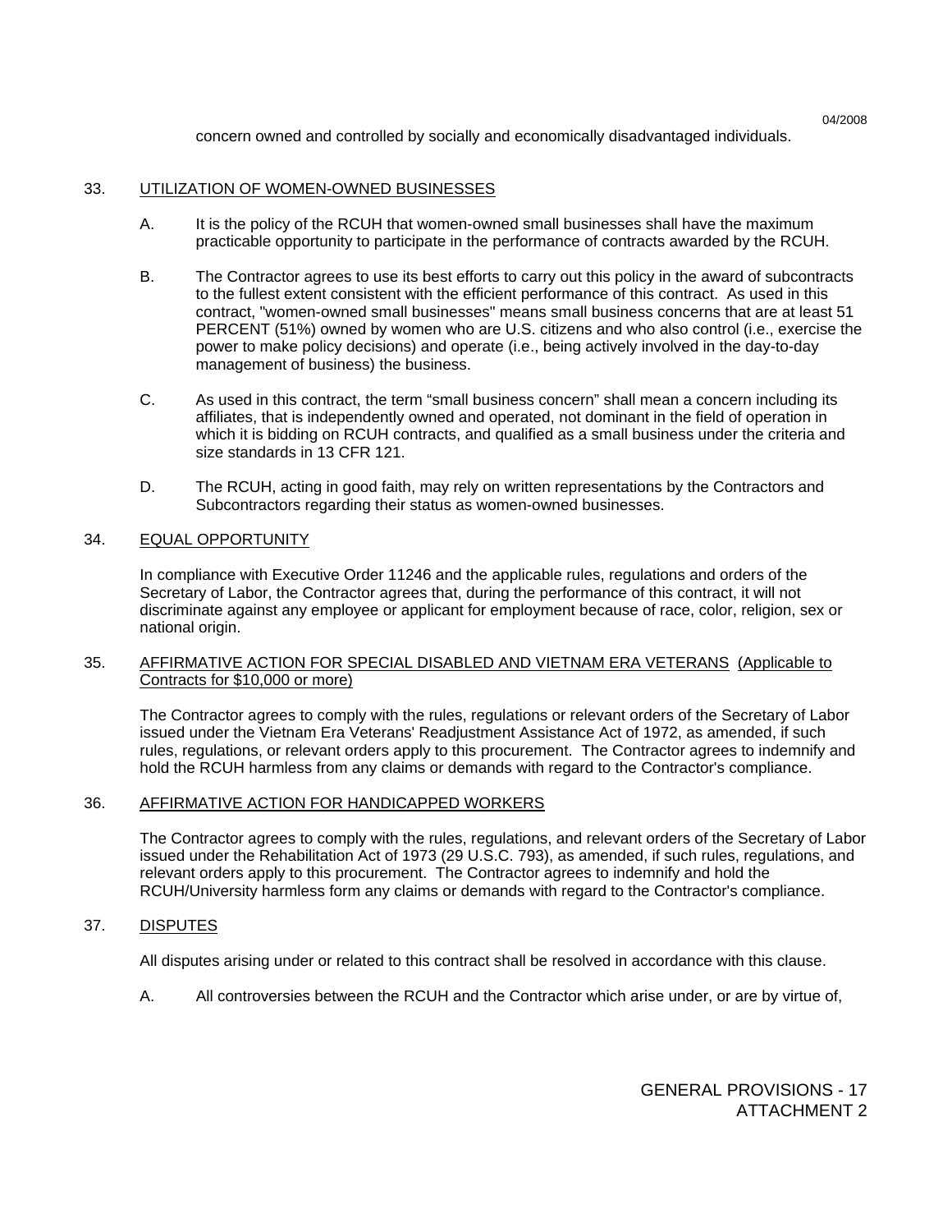concern owned and controlled by socially and economically disadvantaged individuals.

33. UTILIZATION OF WOMEN-OWNED BUSINESSES

A. It is the policy of the RCUH that women-owned small businesses shall have the maximum practicable opportunity to participate in the performance of contracts awarded by the RCUH.

B. The Contractor agrees to use its best efforts to carry out this policy in the award of subcontracts to the fullest extent consistent with the efficient performance of this contract. As used in this contract, "women-owned small businesses" means small business concerns that are at least 51 PERCENT (51%) owned by women who are U.S. citizens and who also control (i.e., exercise the power to make policy decisions) and operate (i.e., being actively involved in the day-to-day management of business) the business.

C. As used in this contract, the term "small business concern" shall mean a concern including its affiliates, that is independently owned and operated, not dominant in the field of operation in which it is bidding on RCUH contracts, and qualified as a small business under the criteria and size standards in 13 CFR 121.

D. The RCUH, acting in good faith, may rely on written representations by the Contractors and Subcontractors regarding their status as women-owned businesses.

34. EQUAL OPPORTUNITY

In compliance with Executive Order 11246 and the applicable rules, regulations and orders of the Secretary of Labor, the Contractor agrees that, during the performance of this contract, it will not discriminate against any employee or applicant for employment because of race, color, religion, sex or national origin.

35. AFFIRMATIVE ACTION FOR SPECIAL DISABLED AND VIETNAM ERA VETERANS (Applicable to Contracts for $10,000 or more)

The Contractor agrees to comply with the rules, regulations or relevant orders of the Secretary of Labor issued under the Vietnam Era Veterans' Readjustment Assistance Act of 1972, as amended, if such rules, regulations, or relevant orders apply to this procurement. The Contractor agrees to indemnify and hold the RCUH harmless from any claims or demands with regard to the Contractor's compliance.

36. AFFIRMATIVE ACTION FOR HANDICAPPED WORKERS

The Contractor agrees to comply with the rules, regulations, and relevant orders of the Secretary of Labor issued under the Rehabilitation Act of 1973 (29 U.S.C. 793), as amended, if such rules, regulations, and relevant orders apply to this procurement. The Contractor agrees to indemnify and hold the RCUH/University harmless form any claims or demands with regard to the Contractor's compliance.

37. DISPUTES

All disputes arising under or related to this contract shall be resolved in accordance with this clause.

A. All controversies between the RCUH and the Contractor which arise under, or are by virtue of,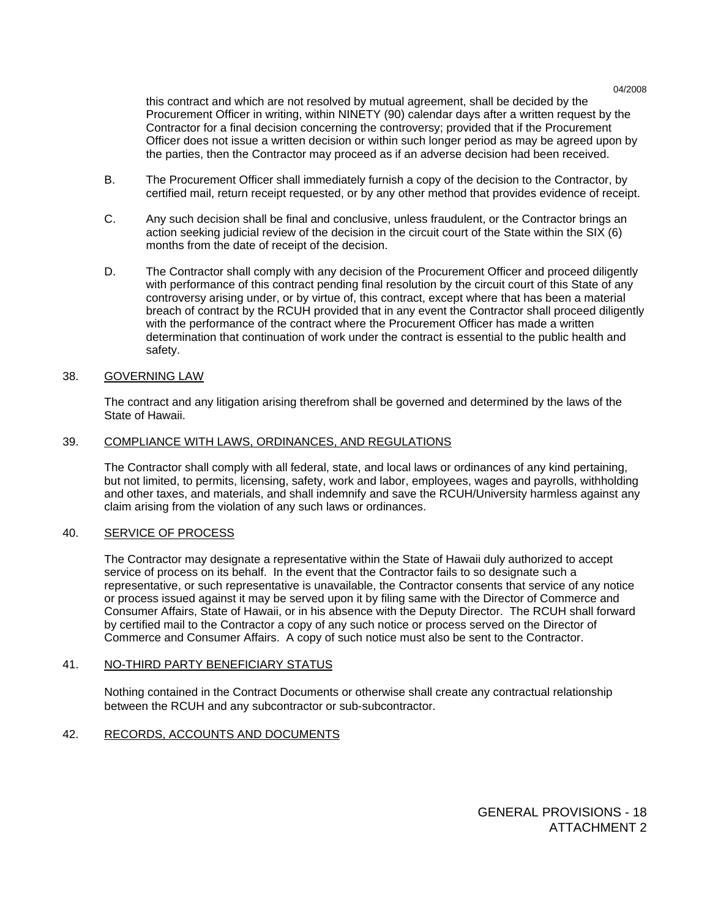this contract and which are not resolved by mutual agreement, shall be decided by the Procurement Officer in writing, within NINETY (90) calendar days after a written request by the Contractor for a final decision concerning the controversy; provided that if the Procurement Officer does not issue a written decision or within such longer period as may be agreed upon by the parties, then the Contractor may proceed as if an adverse decision had been received.

B. The Procurement Officer shall immediately furnish a copy of the decision to the Contractor, by certified mail, return receipt requested, or by any other method that provides evidence of receipt.

C. Any such decision shall be final and conclusive, unless fraudulent, or the Contractor brings an action seeking judicial review of the decision in the circuit court of the State within the SIX (6) months from the date of receipt of the decision.

D. The Contractor shall comply with any decision of the Procurement Officer and proceed diligently with performance of this contract pending final resolution by the circuit court of this State of any controversy arising under, or by virtue of, this contract, except where that has been a material breach of contract by the RCUH provided that in any event the Contractor shall proceed diligently with the performance of the contract where the Procurement Officer has made a written determination that continuation of work under the contract is essential to the public health and safety.

38. GOVERNING LAW

The contract and any litigation arising therefrom shall be governed and determined by the laws of the State of Hawaii.

39. COMPLIANCE WITH LAWS, ORDINANCES, AND REGULATIONS

The Contractor shall comply with all federal, state, and local laws or ordinances of any kind pertaining, but not limited, to permits, licensing, safety, work and labor, employees, wages and payrolls, withholding and other taxes, and materials, and shall indemnify and save the RCUH/University harmless against any claim arising from the violation of any such laws or ordinances.

40. SERVICE OF PROCESS

The Contractor may designate a representative within the State of Hawaii duly authorized to accept service of process on its behalf. In the event that the Contractor fails to so designate such a representative, or such representative is unavailable, the Contractor consents that service of any notice or process issued against it may be served upon it by filing same with the Director of Commerce and Consumer Affairs, State of Hawaii, or in his absence with the Deputy Director. The RCUH shall forward by certified mail to the Contractor a copy of any such notice or process served on the Director of Commerce and Consumer Affairs. A copy of such notice must also be sent to the Contractor.

41. NO-THIRD PARTY BENEFICIARY STATUS

Nothing contained in the Contract Documents or otherwise shall create any contractual relationship between the RCUH and any subcontractor or sub-subcontractor.

42. RECORDS, ACCOUNTS AND DOCUMENTS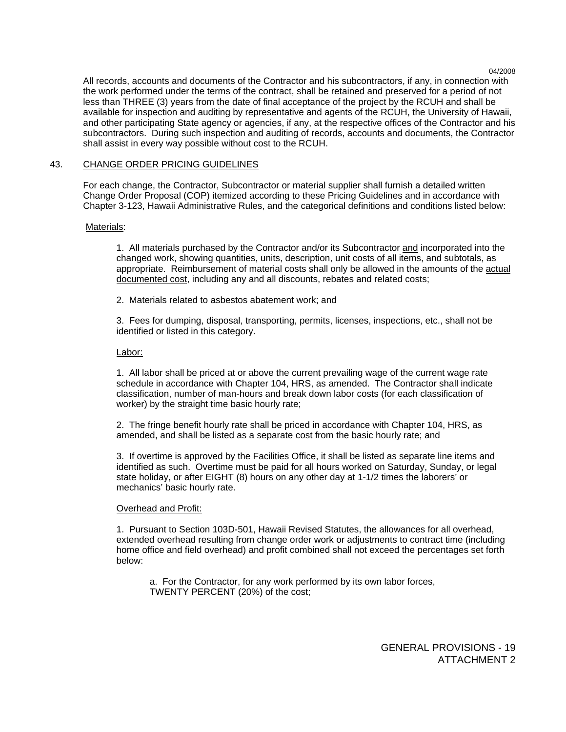All records, accounts and documents of the Contractor and his subcontractors, if any, in connection with the work performed under the terms of the contract, shall be retained and preserved for a period of not less than THREE (3) years from the date of final acceptance of the project by the RCUH and shall be available for inspection and auditing by representative and agents of the RCUH, the University of Hawaii, and other participating State agency or agencies, if any, at the respective offices of the Contractor and his subcontractors. During such inspection and auditing of records, accounts and documents, the Contractor shall assist in every way possible without cost to the RCUH.

## 43. CHANGE ORDER PRICING GUIDELINES

For each change, the Contractor, Subcontractor or material supplier shall furnish a detailed written Change Order Proposal (COP) itemized according to these Pricing Guidelines and in accordance with Chapter 3-123, Hawaii Administrative Rules, and the categorical definitions and conditions listed below:

Materials:

1. All materials purchased by the Contractor and/or its Subcontractor and incorporated into the changed work, showing quantities, units, description, unit costs of all items, and subtotals, as appropriate. Reimbursement of material costs shall only be allowed in the amounts of the actual documented cost, including any and all discounts, rebates and related costs;

2. Materials related to asbestos abatement work; and

3. Fees for dumping, disposal, transporting, permits, licenses, inspections, etc., shall not be identified or listed in this category.

Labor:

1. All labor shall be priced at or above the current prevailing wage of the current wage rate schedule in accordance with Chapter 104, HRS, as amended. The Contractor shall indicate classification, number of man-hours and break down labor costs (for each classification of worker) by the straight time basic hourly rate;

2. The fringe benefit hourly rate shall be priced in accordance with Chapter 104, HRS, as amended, and shall be listed as a separate cost from the basic hourly rate; and

3. If overtime is approved by the Facilities Office, it shall be listed as separate line items and identified as such. Overtime must be paid for all hours worked on Saturday, Sunday, or legal state holiday, or after EIGHT (8) hours on any other day at 1-1/2 times the laborers' or mechanics' basic hourly rate.

Overhead and Profit:

1. Pursuant to Section 103D-501, Hawaii Revised Statutes, the allowances for all overhead, extended overhead resulting from change order work or adjustments to contract time (including home office and field overhead) and profit combined shall not exceed the percentages set forth below:

   a. For the Contractor, for any work performed by its own labor forces, TWENTY PERCENT (20%) of the cost;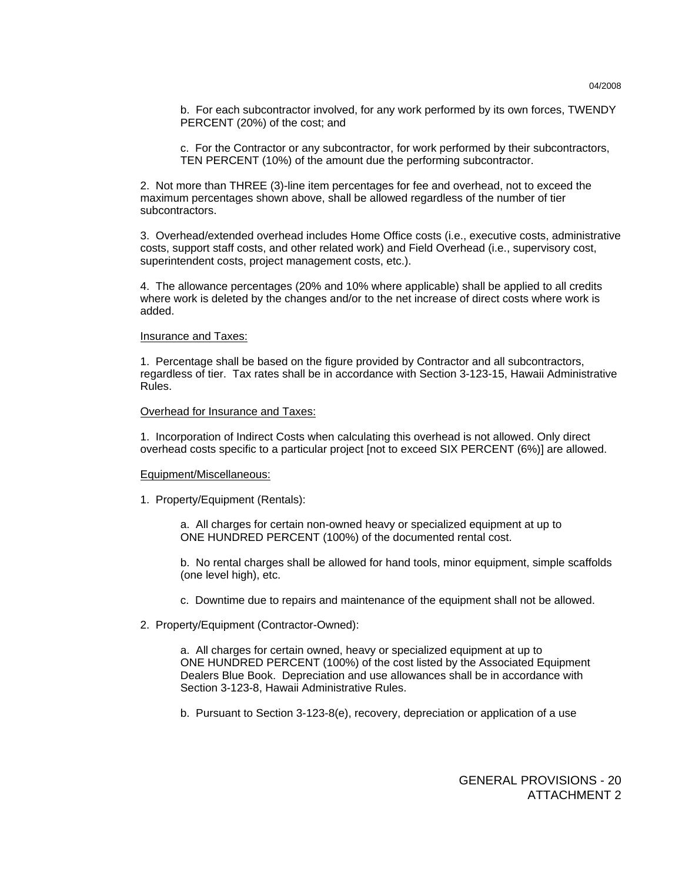b. For each subcontractor involved, for any work performed by its own forces, TWENDY PERCENT (20%) of the cost; and

c. For the Contractor or any subcontractor, for work performed by their subcontractors, TEN PERCENT (10%) of the amount due the performing subcontractor.

2. Not more than THREE (3)-line item percentages for fee and overhead, not to exceed the maximum percentages shown above, shall be allowed regardless of the number of tier subcontractors.

3. Overhead/extended overhead includes Home Office costs (i.e., executive costs, administrative costs, support staff costs, and other related work) and Field Overhead (i.e., supervisory cost, superintendent costs, project management costs, etc.).

4. The allowance percentages (20% and 10% where applicable) shall be applied to all credits where work is deleted by the changes and/or to the net increase of direct costs where work is added.

<u>Insurance and Taxes:</u>

1. Percentage shall be based on the figure provided by Contractor and all subcontractors, regardless of tier. Tax rates shall be in accordance with Section 3-123-15, Hawaii Administrative Rules.

<u>Overhead for Insurance and Taxes:</u>

1. Incorporation of Indirect Costs when calculating this overhead is not allowed. Only direct overhead costs specific to a particular project [not to exceed SIX PERCENT (6%)] are allowed.

<u>Equipment/Miscellaneous:</u>

1. Property/Equipment (Rentals):

a. All charges for certain non-owned heavy or specialized equipment at up to ONE HUNDRED PERCENT (100%) of the documented rental cost.

b. No rental charges shall be allowed for hand tools, minor equipment, simple scaffolds (one level high), etc.

c. Downtime due to repairs and maintenance of the equipment shall not be allowed.

2. Property/Equipment (Contractor-Owned):

a. All charges for certain owned, heavy or specialized equipment at up to ONE HUNDRED PERCENT (100%) of the cost listed by the Associated Equipment Dealers Blue Book. Depreciation and use allowances shall be in accordance with Section 3-123-8, Hawaii Administrative Rules.

b. Pursuant to Section 3-123-8(e), recovery, depreciation or application of a use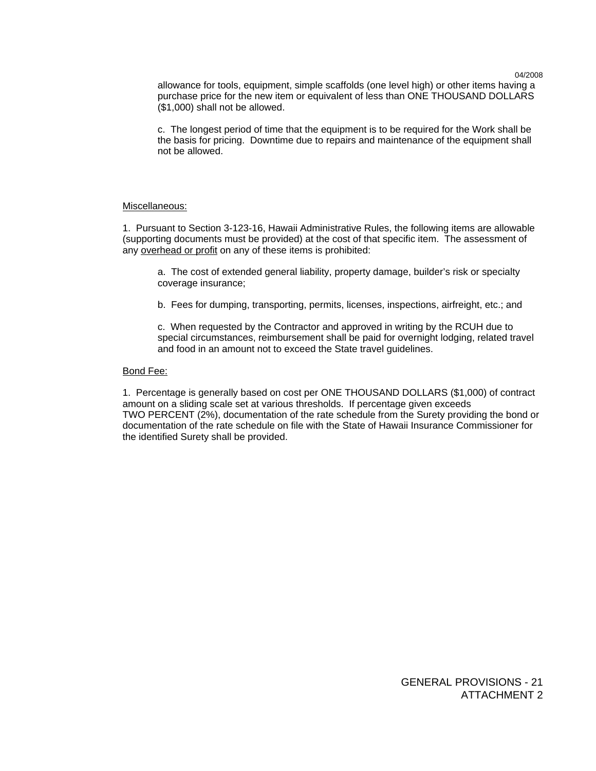allowance for tools, equipment, simple scaffolds (one level high) or other items having a purchase price for the new item or equivalent of less than ONE THOUSAND DOLLARS ($1,000) shall not be allowed.

c. The longest period of time that the equipment is to be required for the Work shall be the basis for pricing. Downtime due to repairs and maintenance of the equipment shall not be allowed.

<u>Miscellaneous:</u>

1. Pursuant to Section 3-123-16, Hawaii Administrative Rules, the following items are allowable (supporting documents must be provided) at the cost of that specific item. The assessment of any <u>overhead or profit</u> on any of these items is prohibited:

a. The cost of extended general liability, property damage, builder's risk or specialty coverage insurance;

b. Fees for dumping, transporting, permits, licenses, inspections, airfreight, etc.; and

c. When requested by the Contractor and approved in writing by the RCUH due to special circumstances, reimbursement shall be paid for overnight lodging, related travel and food in an amount not to exceed the State travel guidelines.

<u>Bond Fee:</u>

1. Percentage is generally based on cost per ONE THOUSAND DOLLARS ($1,000) of contract amount on a sliding scale set at various thresholds. If percentage given exceeds TWO PERCENT (2%), documentation of the rate schedule from the Surety providing the bond or documentation of the rate schedule on file with the State of Hawaii Insurance Commissioner for the identified Surety shall be provided.